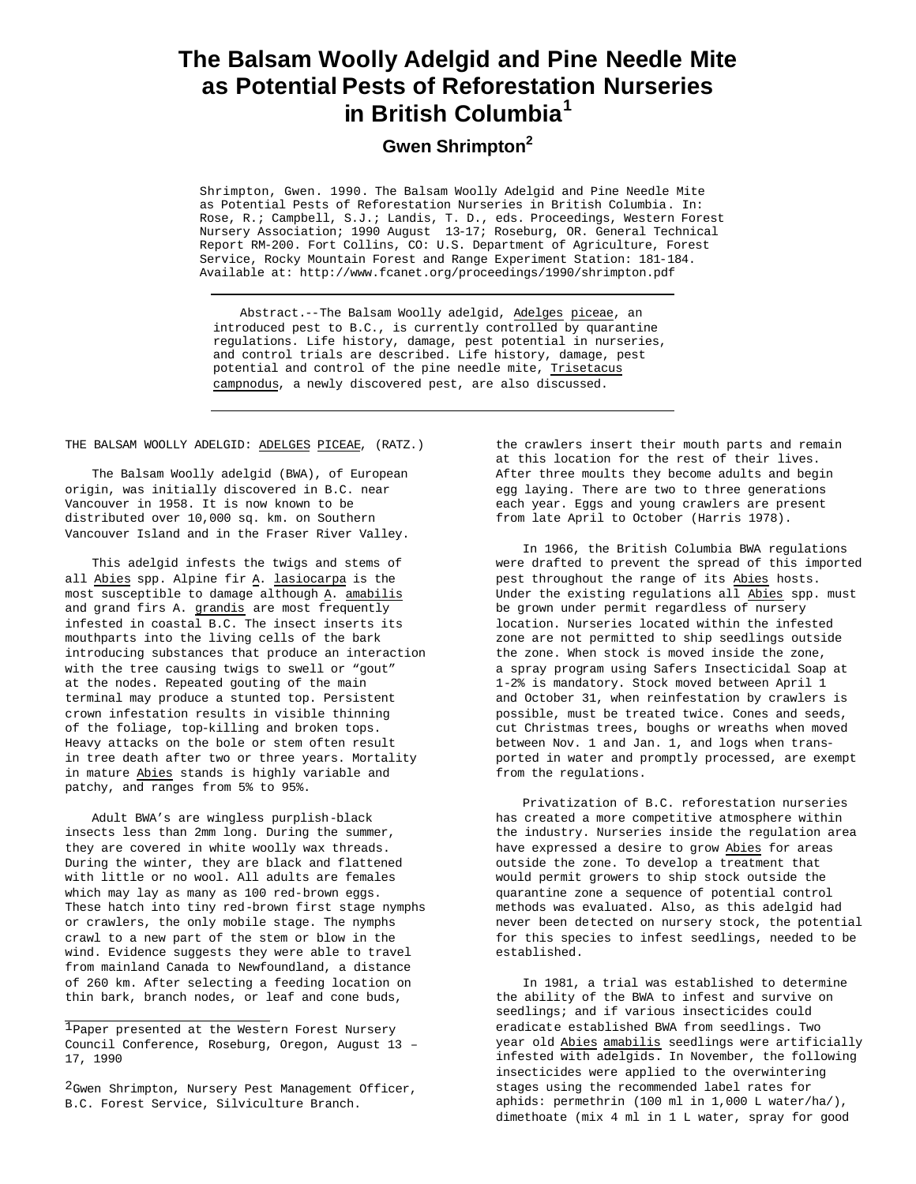# The Balsam Woolly Adelgid and Pine Needle Mite as Potential Pests of Reforestation Nurseries in British Columbia[1]

## Gwen Shrimpton[2]

Shrimpton, Gwen. 1990. The Balsam Woolly Adelgid and Pine Needle Mite as Potential Pests of Reforestation Nurseries in British Columbia. In: Rose, R.; Campbell, S.J.; Landis, T. D., eds. Proceedings, Western Forest Nursery Association; 1990 August 13-17; Roseburg, OR. General Technical Report RM-200. Fort Collins, CO: U.S. Department of Agriculture, Forest Service, Rocky Mountain Forest and Range Experiment Station: 181-184. Available at: http://www.fcanet.org/proceedings/1990/shrimpton.pdf

Abstract.--The Balsam Woolly adelgid, *Adelges piceae*, an introduced pest to B.C., is currently controlled by quarantine regulations. Life history, damage, pest potential in nurseries, and control trials are described. Life history, damage, pest potential and control of the pine needle mite, *Trisetacus campnodus*, a newly discovered pest, are also discussed.

THE BALSAM WOOLLY ADELGID: *ADELGES PICEAE*, (RATZ.)

The Balsam Woolly adelgid (BWA), of European origin, was initially discovered in B.C. near Vancouver in 1958. It is now known to be distributed over 10,000 sq. km. on Southern Vancouver Island and in the Fraser River Valley.

This adelgid infests the twigs and stems of all *Abies* spp. Alpine fir *A. lasiocarpa* is the most susceptible to damage although *A. amabilis* and grand firs A. *grandis* are most frequently infested in coastal B.C. The insect inserts its mouthparts into the living cells of the bark introducing substances that produce an interaction with the tree causing twigs to swell or "gout" at the nodes. Repeated gouting of the main terminal may produce a stunted top. Persistent crown infestation results in visible thinning of the foliage, top-killing and broken tops. Heavy attacks on the bole or stem often result in tree death after two or three years. Mortality in mature *Abies* stands is highly variable and patchy, and ranges from 5% to 95%.

Adult BWA's are wingless purplish-black insects less than 2mm long. During the summer, they are covered in white woolly wax threads. During the winter, they are black and flattened with little or no wool. All adults are females which may lay as many as 100 red-brown eggs. These hatch into tiny red-brown first stage nymphs or crawlers, the only mobile stage. The nymphs crawl to a new part of the stem or blow in the wind. Evidence suggests they were able to travel from mainland Canada to Newfoundland, a distance of 260 km. After selecting a feeding location on thin bark, branch nodes, or leaf and cone buds, the crawlers insert their mouth parts and remain at this location for the rest of their lives. After three moults they become adults and begin egg laying. There are two to three generations each year. Eggs and young crawlers are present from late April to October (Harris 1978).

In 1966, the British Columbia BWA regulations were drafted to prevent the spread of this imported pest throughout the range of its *Abies* hosts. Under the existing regulations all *Abies* spp. must be grown under permit regardless of nursery location. Nurseries located within the infested zone are not permitted to ship seedlings outside the zone. When stock is moved inside the zone, a spray program using Safers Insecticidal Soap at 1-2% is mandatory. Stock moved between April 1 and October 31, when reinfestation by crawlers is possible, must be treated twice. Cones and seeds, cut Christmas trees, boughs or wreaths when moved between Nov. 1 and Jan. 1, and logs when transported in water and promptly processed, are exempt from the regulations.

Privatization of B.C. reforestation nurseries has created a more competitive atmosphere within the industry. Nurseries inside the regulation area have expressed a desire to grow *Abies* for areas outside the zone. To develop a treatment that would permit growers to ship stock outside the quarantine zone a sequence of potential control methods was evaluated. Also, as this adelgid had never been detected on nursery stock, the potential for this species to infest seedlings, needed to be established.

In 1981, a trial was established to determine the ability of the BWA to infest and survive on seedlings; and if various insecticides could eradicate established BWA from seedlings. Two year old *Abies amabilis* seedlings were artificially infested with adelgids. In November, the following insecticides were applied to the overwintering stages using the recommended label rates for aphids: permethrin (100 ml in 1,000 L water/ha/), dimethoate (mix 4 ml in 1 L water, spray for good

[1] Paper presented at the Western Forest Nursery Council Conference, Roseburg, Oregon, August 13 – 17, 1990

[2] Gwen Shrimpton, Nursery Pest Management Officer, B.C. Forest Service, Silviculture Branch.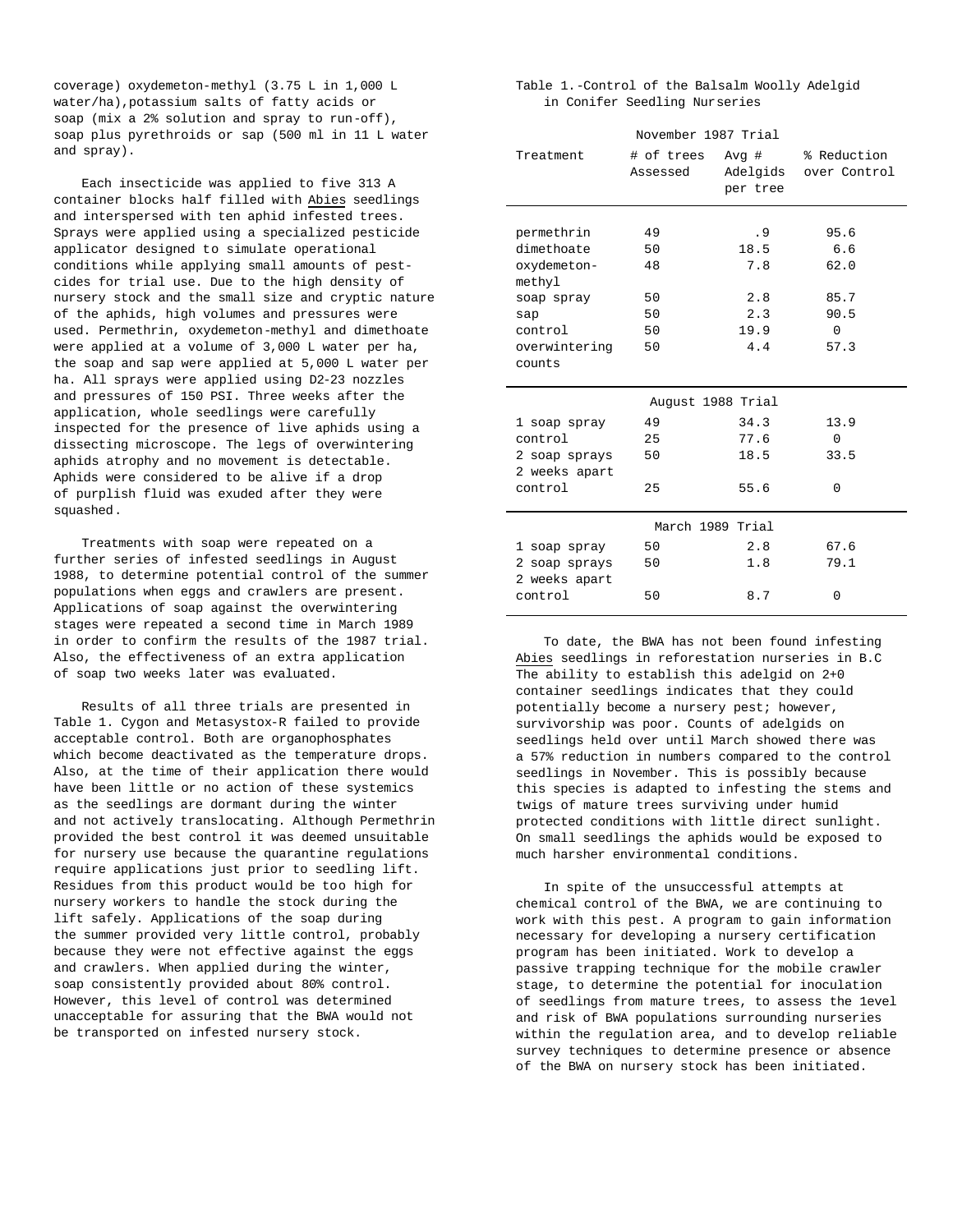coverage) oxydemeton-methyl (3.75 L in 1,000 L water/ha),potassium salts of fatty acids or soap (mix a 2% solution and spray to run-off), soap plus pyrethroids or sap (500 ml in 11 L water and spray).

Each insecticide was applied to five 313 A container blocks half filled with *Abies* seedlings and interspersed with ten aphid infested trees. Sprays were applied using a specialized pesticide applicator designed to simulate operational conditions while applying small amounts of pesticides for trial use. Due to the high density of nursery stock and the small size and cryptic nature of the aphids, high volumes and pressures were used. Permethrin, oxydemeton-methyl and dimethoate were applied at a volume of 3,000 L water per ha, the soap and sap were applied at 5,000 L water per ha. All sprays were applied using D2-23 nozzles and pressures of 150 PSI. Three weeks after the application, whole seedlings were carefully inspected for the presence of live aphids using a dissecting microscope. The legs of overwintering aphids atrophy and no movement is detectable. Aphids were considered to be alive if a drop of purplish fluid was exuded after they were squashed.

Treatments with soap were repeated on a further series of infested seedlings in August 1988, to determine potential control of the summer populations when eggs and crawlers are present. Applications of soap against the overwintering stages were repeated a second time in March 1989 in order to confirm the results of the 1987 trial. Also, the effectiveness of an extra application of soap two weeks later was evaluated.

Results of all three trials are presented in Table 1. Cygon and Metasystox-R failed to provide acceptable control. Both are organophosphates which become deactivated as the temperature drops. Also, at the time of their application there would have been little or no action of these systemics as the seedlings are dormant during the winter and not actively translocating. Although Permethrin provided the best control it was deemed unsuitable for nursery use because the quarantine regulations require applications just prior to seedling lift. Residues from this product would be too high for nursery workers to handle the stock during the lift safely. Applications of the soap during the summer provided very little control, probably because they were not effective against the eggs and crawlers. When applied during the winter, soap consistently provided about 80% control. However, this level of control was determined unacceptable for assuring that the BWA would not be transported on infested nursery stock.

Table 1.-Control of the Balsalm Woolly Adelgid in Conifer Seedling Nurseries

| Treatment | # of trees Assessed | Avg # Adelgids per tree | % Reduction over Control |
|---|---|---|---|
| **November 1987 Trial** | | | |
| permethrin | 49 | .9 | 95.6 |
| dimethoate | 50 | 18.5 | 6.6 |
| oxydemeton-methyl | 48 | 7.8 | 62.0 |
| soap spray | 50 | 2.8 | 85.7 |
| sap | 50 | 2.3 | 90.5 |
| control | 50 | 19.9 | 0 |
| overwintering counts | 50 | 4.4 | 57.3 |
| **August 1988 Trial** | | | |
| 1 soap spray | 49 | 34.3 | 13.9 |
| control | 25 | 77.6 | 0 |
| 2 soap sprays 2 weeks apart | 50 | 18.5 | 33.5 |
| control | 25 | 55.6 | 0 |
| **March 1989 Trial** | | | |
| 1 soap spray | 50 | 2.8 | 67.6 |
| 2 soap sprays 2 weeks apart | 50 | 1.8 | 79.1 |
| control | 50 | 8.7 | 0 |

To date, the BWA has not been found infesting *Abies* seedlings in reforestation nurseries in B.C The ability to establish this adelgid on 2+0 container seedlings indicates that they could potentially become a nursery pest; however, survivorship was poor. Counts of adelgids on seedlings held over until March showed there was a 57% reduction in numbers compared to the control seedlings in November. This is possibly because this species is adapted to infesting the stems and twigs of mature trees surviving under humid protected conditions with little direct sunlight. On small seedlings the aphids would be exposed to much harsher environmental conditions.

In spite of the unsuccessful attempts at chemical control of the BWA, we are continuing to work with this pest. A program to gain information necessary for developing a nursery certification program has been initiated. Work to develop a passive trapping technique for the mobile crawler stage, to determine the potential for inoculation of seedlings from mature trees, to assess the level and risk of BWA populations surrounding nurseries within the regulation area, and to develop reliable survey techniques to determine presence or absence of the BWA on nursery stock has been initiated.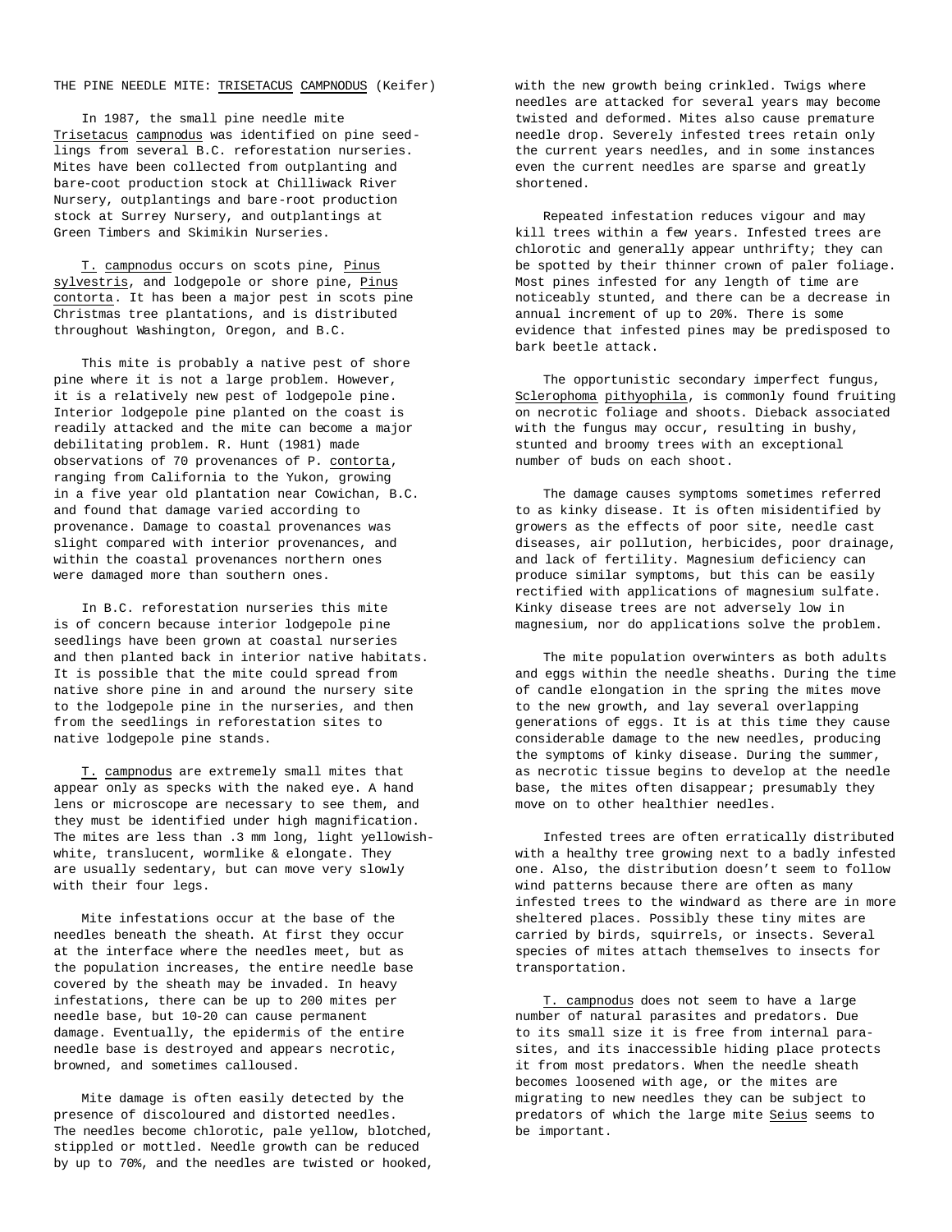THE PINE NEEDLE MITE: TRISETACUS CAMPNODUS (Keifer)

In 1987, the small pine needle mite *Trisetacus campnodus* was identified on pine seedlings from several B.C. reforestation nurseries. Mites have been collected from outplanting and bare-coot production stock at Chilliwack River Nursery, outplantings and bare-root production stock at Surrey Nursery, and outplantings at Green Timbers and Skimikin Nurseries.

*T. campnodus* occurs on scots pine, *Pinus sylvestris*, and lodgepole or shore pine, *Pinus contorta*. It has been a major pest in scots pine Christmas tree plantations, and is distributed throughout Washington, Oregon, and B.C.

This mite is probably a native pest of shore pine where it is not a large problem. However, it is a relatively new pest of lodgepole pine. Interior lodgepole pine planted on the coast is readily attacked and the mite can become a major debilitating problem. R. Hunt (1981) made observations of 70 provenances of P. *contorta*, ranging from California to the Yukon, growing in a five year old plantation near Cowichan, B.C. and found that damage varied according to provenance. Damage to coastal provenances was slight compared with interior provenances, and within the coastal provenances northern ones were damaged more than southern ones.

In B.C. reforestation nurseries this mite is of concern because interior lodgepole pine seedlings have been grown at coastal nurseries and then planted back in interior native habitats. It is possible that the mite could spread from native shore pine in and around the nursery site to the lodgepole pine in the nurseries, and then from the seedlings in reforestation sites to native lodgepole pine stands.

*T. campnodus* are extremely small mites that appear only as specks with the naked eye. A hand lens or microscope are necessary to see them, and they must be identified under high magnification. The mites are less than .3 mm long, light yellowish-white, translucent, wormlike & elongate. They are usually sedentary, but can move very slowly with their four legs.

Mite infestations occur at the base of the needles beneath the sheath. At first they occur at the interface where the needles meet, but as the population increases, the entire needle base covered by the sheath may be invaded. In heavy infestations, there can be up to 200 mites per needle base, but 10-20 can cause permanent damage. Eventually, the epidermis of the entire needle base is destroyed and appears necrotic, browned, and sometimes calloused.

Mite damage is often easily detected by the presence of discoloured and distorted needles. The needles become chlorotic, pale yellow, blotched, stippled or mottled. Needle growth can be reduced by up to 70%, and the needles are twisted or hooked, with the new growth being crinkled. Twigs where needles are attacked for several years may become twisted and deformed. Mites also cause premature needle drop. Severely infested trees retain only the current years needles, and in some instances even the current needles are sparse and greatly shortened.

Repeated infestation reduces vigour and may kill trees within a few years. Infested trees are chlorotic and generally appear unthrifty; they can be spotted by their thinner crown of paler foliage. Most pines infested for any length of time are noticeably stunted, and there can be a decrease in annual increment of up to 20%. There is some evidence that infested pines may be predisposed to bark beetle attack.

The opportunistic secondary imperfect fungus, *Sclerophoma pithyophila*, is commonly found fruiting on necrotic foliage and shoots. Dieback associated with the fungus may occur, resulting in bushy, stunted and broomy trees with an exceptional number of buds on each shoot.

The damage causes symptoms sometimes referred to as kinky disease. It is often misidentified by growers as the effects of poor site, needle cast diseases, air pollution, herbicides, poor drainage, and lack of fertility. Magnesium deficiency can produce similar symptoms, but this can be easily rectified with applications of magnesium sulfate. Kinky disease trees are not adversely low in magnesium, nor do applications solve the problem.

The mite population overwinters as both adults and eggs within the needle sheaths. During the time of candle elongation in the spring the mites move to the new growth, and lay several overlapping generations of eggs. It is at this time they cause considerable damage to the new needles, producing the symptoms of kinky disease. During the summer, as necrotic tissue begins to develop at the needle base, the mites often disappear; presumably they move on to other healthier needles.

Infested trees are often erratically distributed with a healthy tree growing next to a badly infested one. Also, the distribution doesn't seem to follow wind patterns because there are often as many infested trees to the windward as there are in more sheltered places. Possibly these tiny mites are carried by birds, squirrels, or insects. Several species of mites attach themselves to insects for transportation.

*T. campnodus* does not seem to have a large number of natural parasites and predators. Due to its small size it is free from internal parasites, and its inaccessible hiding place protects it from most predators. When the needle sheath becomes loosened with age, or the mites are migrating to new needles they can be subject to predators of which the large mite *Seius* seems to be important.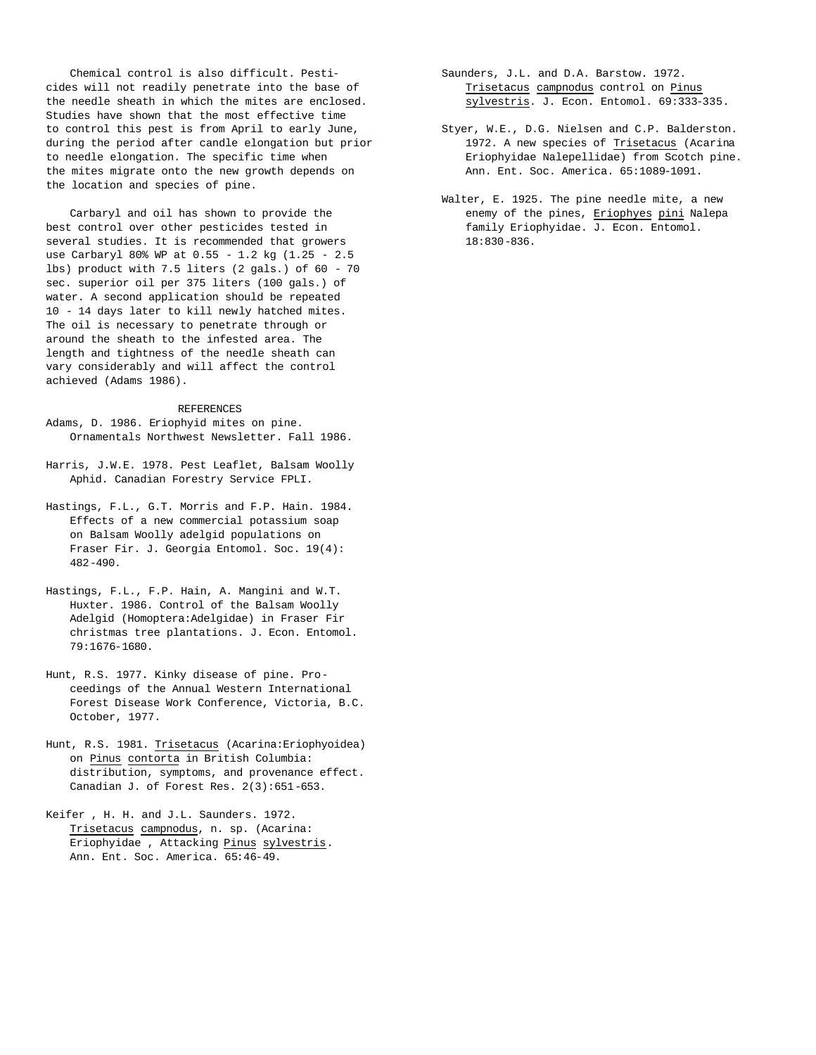Chemical control is also difficult. Pesticides will not readily penetrate into the base of the needle sheath in which the mites are enclosed. Studies have shown that the most effective time to control this pest is from April to early June, during the period after candle elongation but prior to needle elongation. The specific time when the mites migrate onto the new growth depends on the location and species of pine.

Carbaryl and oil has shown to provide the best control over other pesticides tested in several studies. It is recommended that growers use Carbaryl 80% WP at 0.55 - 1.2 kg (1.25 - 2.5 lbs) product with 7.5 liters (2 gals.) of 60 - 70 sec. superior oil per 375 liters (100 gals.) of water. A second application should be repeated 10 - 14 days later to kill newly hatched mites. The oil is necessary to penetrate through or around the sheath to the infested area. The length and tightness of the needle sheath can vary considerably and will affect the control achieved (Adams 1986).

## REFERENCES

Adams, D. 1986. Eriophyid mites on pine. Ornamentals Northwest Newsletter. Fall 1986.

Harris, J.W.E. 1978. Pest Leaflet, Balsam Woolly Aphid. Canadian Forestry Service FPLI.

Hastings, F.L., G.T. Morris and F.P. Hain. 1984. Effects of a new commercial potassium soap on Balsam Woolly adelgid populations on Fraser Fir. J. Georgia Entomol. Soc. 19(4): 482-490.

Hastings, F.L., F.P. Hain, A. Mangini and W.T. Huxter. 1986. Control of the Balsam Woolly Adelgid (Homoptera:Adelgidae) in Fraser Fir christmas tree plantations. J. Econ. Entomol. 79:1676-1680.

Hunt, R.S. 1977. Kinky disease of pine. Proceedings of the Annual Western International Forest Disease Work Conference, Victoria, B.C. October, 1977.

Hunt, R.S. 1981. _Trisetacus_ (Acarina:Eriophyoidea) on _Pinus contorta_ in British Columbia: distribution, symptoms, and provenance effect. Canadian J. of Forest Res. 2(3):651-653.

Keifer , H. H. and J.L. Saunders. 1972. _Trisetacus campnodus_, n. sp. (Acarina: Eriophyidae , Attacking _Pinus sylvestris_. Ann. Ent. Soc. America. 65:46-49.

Saunders, J.L. and D.A. Barstow. 1972. _Trisetacus campnodus_ control on _Pinus sylvestris_. J. Econ. Entomol. 69:333-335.

Styer, W.E., D.G. Nielsen and C.P. Balderston. 1972. A new species of _Trisetacus_ (Acarina Eriophyidae Nalepellidae) from Scotch pine. Ann. Ent. Soc. America. 65:1089-1091.

Walter, E. 1925. The pine needle mite, a new enemy of the pines, _Eriophyes pini_ Nalepa family Eriophyidae. J. Econ. Entomol. 18:830-836.